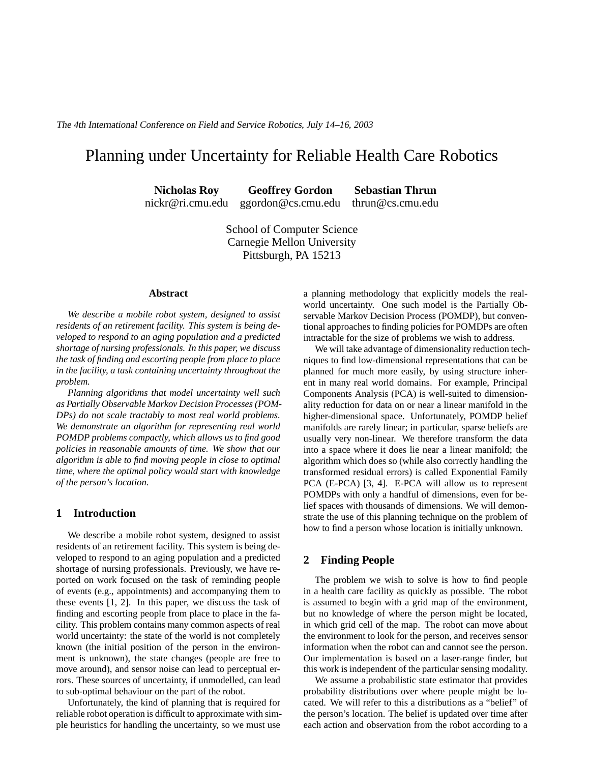*The 4th International Conference on Field and Service Robotics, July 14–16, 2003*

# Planning under Uncertainty for Reliable Health Care Robotics

**Nicholas Roy** nickr@ri.cmu.edu **Geoffrey Gordon** ggordon@cs.cmu.edu **Sebastian Thrun** thrun@cs.cmu.edu

School of Computer Science
Carnegie Mellon University
Pittsburgh, PA 15213

## Abstract

*We describe a mobile robot system, designed to assist residents of an retirement facility. This system is being developed to respond to an aging population and a predicted shortage of nursing professionals. In this paper, we discuss the task of finding and escorting people from place to place in the facility, a task containing uncertainty throughout the problem.*

*Planning algorithms that model uncertainty well such as Partially Observable Markov Decision Processes (POMDPs) do not scale tractably to most real world problems. We demonstrate an algorithm for representing real world POMDP problems compactly, which allows us to find good policies in reasonable amounts of time. We show that our algorithm is able to find moving people in close to optimal time, where the optimal policy would start with knowledge of the person's location.*

## 1 Introduction

We describe a mobile robot system, designed to assist residents of an retirement facility. This system is being developed to respond to an aging population and a predicted shortage of nursing professionals. Previously, we have reported on work focused on the task of reminding people of events (e.g., appointments) and accompanying them to these events [1, 2]. In this paper, we discuss the task of finding and escorting people from place to place in the facility. This problem contains many common aspects of real world uncertainty: the state of the world is not completely known (the initial position of the person in the environment is unknown), the state changes (people are free to move around), and sensor noise can lead to perceptual errors. These sources of uncertainty, if unmodelled, can lead to sub-optimal behaviour on the part of the robot.

Unfortunately, the kind of planning that is required for reliable robot operation is difficult to approximate with simple heuristics for handling the uncertainty, so we must use a planning methodology that explicitly models the real-world uncertainty. One such model is the Partially Observable Markov Decision Process (POMDP), but conventional approaches to finding policies for POMDPs are often intractable for the size of problems we wish to address.

We will take advantage of dimensionality reduction techniques to find low-dimensional representations that can be planned for much more easily, by using structure inherent in many real world domains. For example, Principal Components Analysis (PCA) is well-suited to dimensionality reduction for data on or near a linear manifold in the higher-dimensional space. Unfortunately, POMDP belief manifolds are rarely linear; in particular, sparse beliefs are usually very non-linear. We therefore transform the data into a space where it does lie near a linear manifold; the algorithm which does so (while also correctly handling the transformed residual errors) is called Exponential Family PCA (E-PCA) [3, 4]. E-PCA will allow us to represent POMDPs with only a handful of dimensions, even for belief spaces with thousands of dimensions. We will demonstrate the use of this planning technique on the problem of how to find a person whose location is initially unknown.

## 2 Finding People

The problem we wish to solve is how to find people in a health care facility as quickly as possible. The robot is assumed to begin with a grid map of the environment, but no knowledge of where the person might be located, in which grid cell of the map. The robot can move about the environment to look for the person, and receives sensor information when the robot can and cannot see the person. Our implementation is based on a laser-range finder, but this work is independent of the particular sensing modality.

We assume a probabilistic state estimator that provides probability distributions over where people might be located. We will refer to this a distributions as a "belief" of the person's location. The belief is updated over time after each action and observation from the robot according to a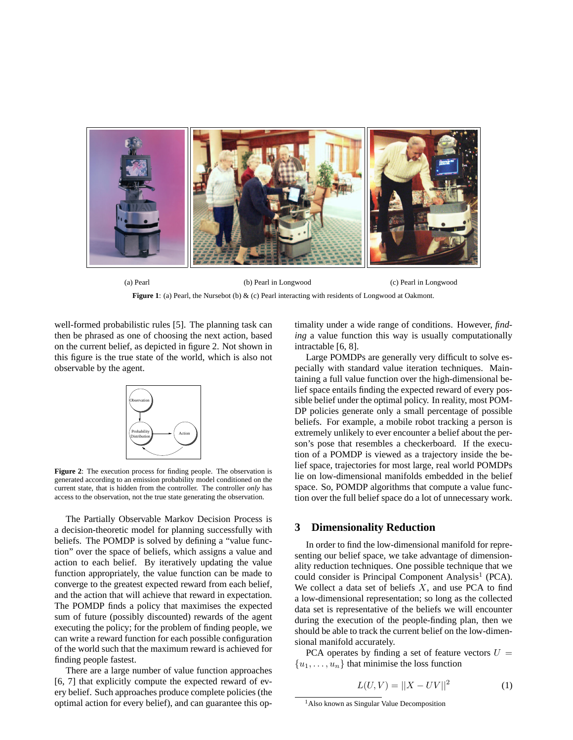(a) Pearl

(b) Pearl in Longwood

(c) Pearl in Longwood

**Figure 1**: (a) Pearl, the Nursebot (b) & (c) Pearl interacting with residents of Longwood at Oakmont.

well-formed probabilistic rules [5]. The planning task can then be phrased as one of choosing the next action, based on the current belief, as depicted in figure 2. Not shown in this figure is the true state of the world, which is also not observable by the agent.

Observation

Probability Distribution

Action

**Figure 2**: The execution process for finding people. The observation is generated according to an emission probability model conditioned on the current state, that is hidden from the controller. The controller *only* has access to the observation, not the true state generating the observation.

The Partially Observable Markov Decision Process is a decision-theoretic model for planning successfully with beliefs. The POMDP is solved by defining a "value function" over the space of beliefs, which assigns a value and action to each belief. By iteratively updating the value function appropriately, the value function can be made to converge to the greatest expected reward from each belief, and the action that will achieve that reward in expectation. The POMDP finds a policy that maximises the expected sum of future (possibly discounted) rewards of the agent executing the policy; for the problem of finding people, we can write a reward function for each possible configuration of the world such that the maximum reward is achieved for finding people fastest.

There are a large number of value function approaches [6, 7] that explicitly compute the expected reward of every belief. Such approaches produce complete policies (the optimal action for every belief), and can guarantee this optimality under a wide range of conditions. However, *finding* a value function this way is usually computationally intractable [6, 8].

Large POMDPs are generally very difficult to solve especially with standard value iteration techniques. Maintaining a full value function over the high-dimensional belief space entails finding the expected reward of every possible belief under the optimal policy. In reality, most POMDP policies generate only a small percentage of possible beliefs. For example, a mobile robot tracking a person is extremely unlikely to ever encounter a belief about the person's pose that resembles a checkerboard. If the execution of a POMDP is viewed as a trajectory inside the belief space, trajectories for most large, real world POMDPs lie on low-dimensional manifolds embedded in the belief space. So, POMDP algorithms that compute a value function over the full belief space do a lot of unnecessary work.

## 3 Dimensionality Reduction

In order to find the low-dimensional manifold for representing our belief space, we take advantage of dimensionality reduction techniques. One possible technique that we could consider is Principal Component Analysis[1] (PCA). We collect a data set of beliefs $X$, and use PCA to find a low-dimensional representation; so long as the collected data set is representative of the beliefs we will encounter during the execution of the people-finding plan, then we should be able to track the current belief on the low-dimensional manifold accurately.

PCA operates by finding a set of feature vectors $U = \{u_1, \ldots, u_n\}$ that minimise the loss function

$$L(U, V) = ||X - UV||^2 \tag{1}$$

[1] Also known as Singular Value Decomposition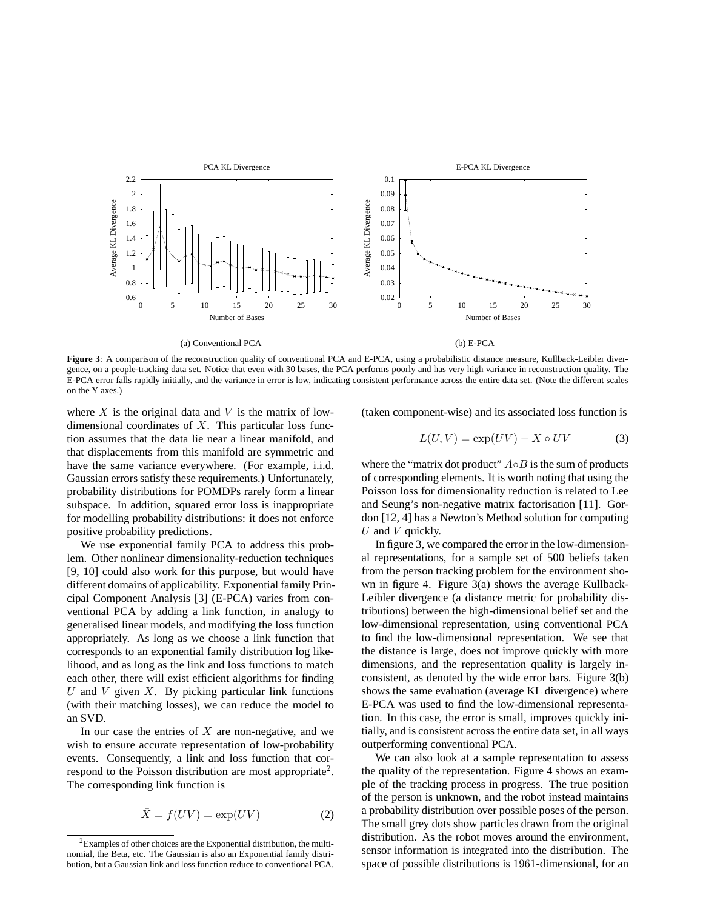(a) Conventional PCA

(b) E-PCA

**Figure 3**: A comparison of the reconstruction quality of conventional PCA and E-PCA, using a probabilistic distance measure, Kullback-Leibler divergence, on a people-tracking data set. Notice that even with 30 bases, the PCA performs poorly and has very high variance in reconstruction quality. The E-PCA error falls rapidly initially, and the variance in error is low, indicating consistent performance across the entire data set. (Note the different scales on the Y axes.)

where $X$ is the original data and $V$ is the matrix of low-dimensional coordinates of $X$. This particular loss function assumes that the data lie near a linear manifold, and that displacements from this manifold are symmetric and have the same variance everywhere. (For example, i.i.d. Gaussian errors satisfy these requirements.) Unfortunately, probability distributions for POMDPs rarely form a linear subspace. In addition, squared error loss is inappropriate for modelling probability distributions: it does not enforce positive probability predictions.

We use exponential family PCA to address this problem. Other nonlinear dimensionality-reduction techniques [9, 10] could also work for this purpose, but would have different domains of applicability. Exponential family Principal Component Analysis [3] (E-PCA) varies from conventional PCA by adding a link function, in analogy to generalised linear models, and modifying the loss function appropriately. As long as we choose a link function that corresponds to an exponential family distribution log likelihood, and as long as the link and loss functions to match each other, there will exist efficient algorithms for finding $U$ and $V$ given $X$. By picking particular link functions (with their matching losses), we can reduce the model to an SVD.

In our case the entries of $X$ are non-negative, and we wish to ensure accurate representation of low-probability events. Consequently, a link and loss function that correspond to the Poisson distribution are most appropriate[2]. The corresponding link function is

$$\bar{X} = f(UV) = \exp(UV) \tag{2}$$

(taken component-wise) and its associated loss function is

$$L(U,V) = \exp(UV) - X \circ UV \tag{3}$$

where the "matrix dot product" $A \circ B$ is the sum of products of corresponding elements. It is worth noting that using the Poisson loss for dimensionality reduction is related to Lee and Seung's non-negative matrix factorisation [11]. Gordon [12, 4] has a Newton's Method solution for computing $U$ and $V$ quickly.

In figure 3, we compared the error in the low-dimensional representations, for a sample set of 500 beliefs taken from the person tracking problem for the environment shown in figure 4. Figure 3(a) shows the average Kullback-Leibler divergence (a distance metric for probability distributions) between the high-dimensional belief set and the low-dimensional representation, using conventional PCA to find the low-dimensional representation. We see that the distance is large, does not improve quickly with more dimensions, and the representation quality is largely inconsistent, as denoted by the wide error bars. Figure 3(b) shows the same evaluation (average KL divergence) where E-PCA was used to find the low-dimensional representation. In this case, the error is small, improves quickly initially, and is consistent across the entire data set, in all ways outperforming conventional PCA.

We can also look at a sample representation to assess the quality of the representation. Figure 4 shows an example of the tracking process in progress. The true position of the person is unknown, and the robot instead maintains a probability distribution over possible poses of the person. The small grey dots show particles drawn from the original distribution. As the robot moves around the environment, sensor information is integrated into the distribution. The space of possible distributions is $1961$-dimensional, for an

[2] Examples of other choices are the Exponential distribution, the multinomial, the Beta, etc. The Gaussian is also an Exponential family distribution, but a Gaussian link and loss function reduce to conventional PCA.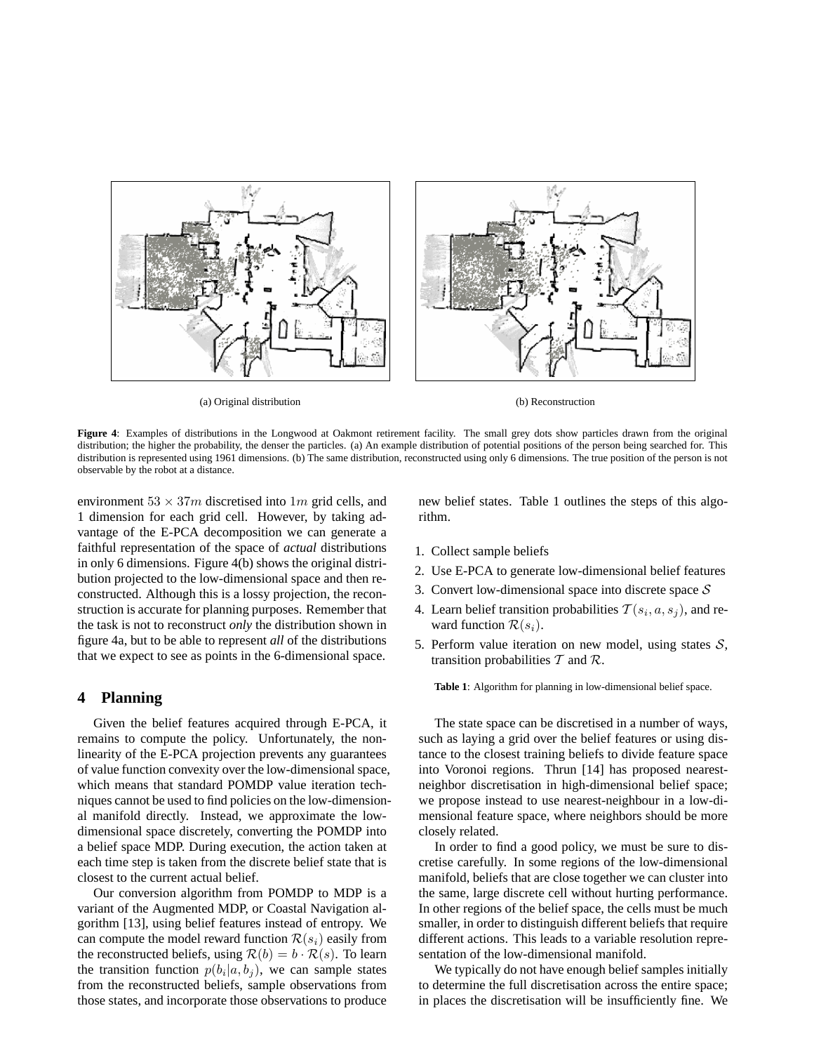(a) Original distribution

(b) Reconstruction

**Figure 4**: Examples of distributions in the Longwood at Oakmont retirement facility. The small grey dots show particles drawn from the original distribution; the higher the probability, the denser the particles. (a) An example distribution of potential positions of the person being searched for. This distribution is represented using 1961 dimensions. (b) The same distribution, reconstructed using only 6 dimensions. The true position of the person is not observable by the robot at a distance.

environment $53 \times 37m$ discretised into $1m$ grid cells, and 1 dimension for each grid cell. However, by taking advantage of the E-PCA decomposition we can generate a faithful representation of the space of *actual* distributions in only 6 dimensions. Figure 4(b) shows the original distribution projected to the low-dimensional space and then reconstructed. Although this is a lossy projection, the reconstruction is accurate for planning purposes. Remember that the task is not to reconstruct *only* the distribution shown in figure 4a, but to be able to represent *all* of the distributions that we expect to see as points in the 6-dimensional space.

## 4 Planning

Given the belief features acquired through E-PCA, it remains to compute the policy. Unfortunately, the non-linearity of the E-PCA projection prevents any guarantees of value function convexity over the low-dimensional space, which means that standard POMDP value iteration techniques cannot be used to find policies on the low-dimensional manifold directly. Instead, we approximate the low-dimensional space discretely, converting the POMDP into a belief space MDP. During execution, the action taken at each time step is taken from the discrete belief state that is closest to the current actual belief.

Our conversion algorithm from POMDP to MDP is a variant of the Augmented MDP, or Coastal Navigation algorithm [13], using belief features instead of entropy. We can compute the model reward function $\mathcal{R}(s_i)$ easily from the reconstructed beliefs, using $\mathcal{R}(b) = b \cdot \mathcal{R}(s)$. To learn the transition function $p(b_i|a, b_j)$, we can sample states from the reconstructed beliefs, sample observations from those states, and incorporate those observations to produce new belief states. Table 1 outlines the steps of this algorithm.

1. Collect sample beliefs
2. Use E-PCA to generate low-dimensional belief features
3. Convert low-dimensional space into discrete space $\mathcal{S}$
4. Learn belief transition probabilities $\mathcal{T}(s_i, a, s_j)$, and reward function $\mathcal{R}(s_i)$.
5. Perform value iteration on new model, using states $\mathcal{S}$, transition probabilities $\mathcal{T}$ and $\mathcal{R}$.

**Table 1**: Algorithm for planning in low-dimensional belief space.

The state space can be discretised in a number of ways, such as laying a grid over the belief features or using distance to the closest training beliefs to divide feature space into Voronoi regions. Thrun [14] has proposed nearest-neighbor discretisation in high-dimensional belief space; we propose instead to use nearest-neighbour in a low-dimensional feature space, where neighbors should be more closely related.

In order to find a good policy, we must be sure to discretise carefully. In some regions of the low-dimensional manifold, beliefs that are close together we can cluster into the same, large discrete cell without hurting performance. In other regions of the belief space, the cells must be much smaller, in order to distinguish different beliefs that require different actions. This leads to a variable resolution representation of the low-dimensional manifold.

We typically do not have enough belief samples initially to determine the full discretisation across the entire space; in places the discretisation will be insufficiently fine. We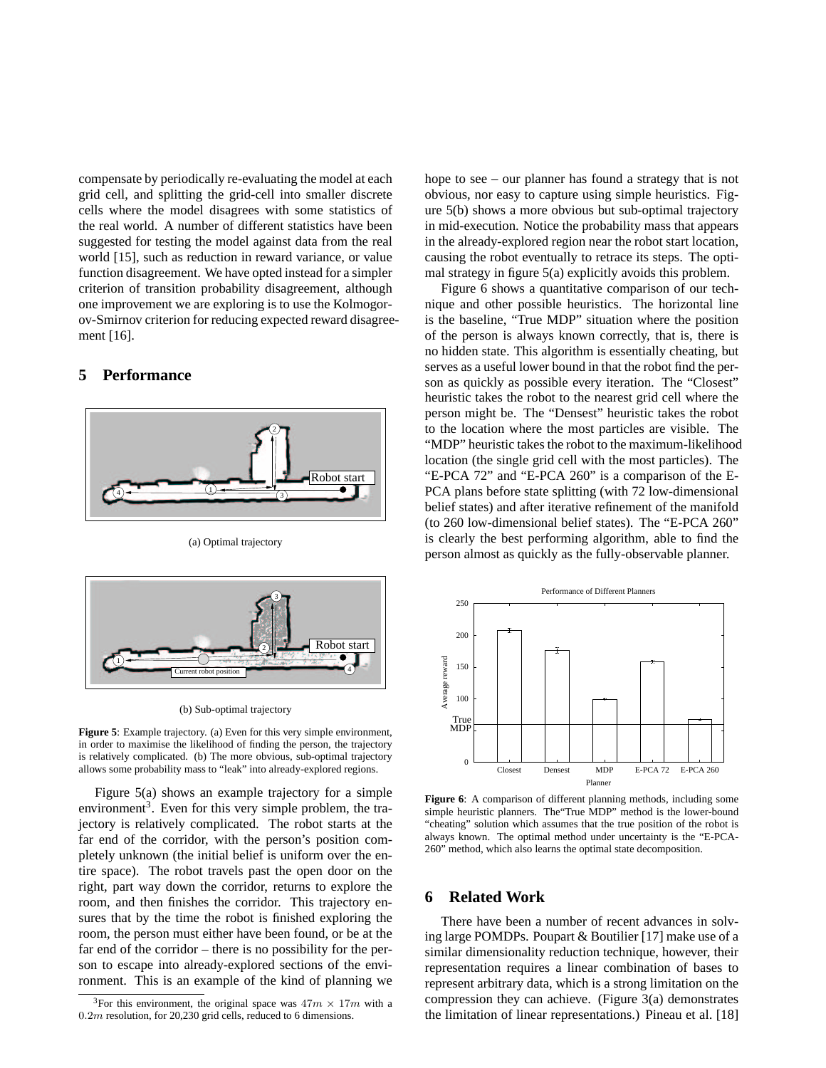compensate by periodically re-evaluating the model at each grid cell, and splitting the grid-cell into smaller discrete cells where the model disagrees with some statistics of the real world. A number of different statistics have been suggested for testing the model against data from the real world [15], such as reduction in reward variance, or value function disagreement. We have opted instead for a simpler criterion of transition probability disagreement, although one improvement we are exploring is to use the Kolmogorov-Smirnov criterion for reducing expected reward disagreement [16].

## 5 Performance

(a) Optimal trajectory

(b) Sub-optimal trajectory

**Figure 5**: Example trajectory. (a) Even for this very simple environment, in order to maximise the likelihood of finding the person, the trajectory is relatively complicated. (b) The more obvious, sub-optimal trajectory allows some probability mass to "leak" into already-explored regions.

Figure 5(a) shows an example trajectory for a simple environment[3]. Even for this very simple problem, the trajectory is relatively complicated. The robot starts at the far end of the corridor, with the person's position completely unknown (the initial belief is uniform over the entire space). The robot travels past the open door on the right, part way down the corridor, returns to explore the room, and then finishes the corridor. This trajectory ensures that by the time the robot is finished exploring the room, the person must either have been found, or be at the far end of the corridor – there is no possibility for the person to escape into already-explored sections of the environment. This is an example of the kind of planning we hope to see – our planner has found a strategy that is not obvious, nor easy to capture using simple heuristics. Figure 5(b) shows a more obvious but sub-optimal trajectory in mid-execution. Notice the probability mass that appears in the already-explored region near the robot start location, causing the robot eventually to retrace its steps. The optimal strategy in figure 5(a) explicitly avoids this problem.

Figure 6 shows a quantitative comparison of our technique and other possible heuristics. The horizontal line is the baseline, "True MDP" situation where the position of the person is always known correctly, that is, there is no hidden state. This algorithm is essentially cheating, but serves as a useful lower bound in that the robot find the person as quickly as possible every iteration. The "Closest" heuristic takes the robot to the nearest grid cell where the person might be. The "Densest" heuristic takes the robot to the location where the most particles are visible. The "MDP" heuristic takes the robot to the maximum-likelihood location (the single grid cell with the most particles). The "E-PCA 72" and "E-PCA 260" is a comparison of the E-PCA plans before state splitting (with 72 low-dimensional belief states) and after iterative refinement of the manifold (to 260 low-dimensional belief states). The "E-PCA 260" is clearly the best performing algorithm, able to find the person almost as quickly as the fully-observable planner.

**Figure 6**: A comparison of different planning methods, including some simple heuristic planners. The"True MDP" method is the lower-bound "cheating" solution which assumes that the true position of the robot is always known. The optimal method under uncertainty is the "E-PCA-260" method, which also learns the optimal state decomposition.

## 6 Related Work

There have been a number of recent advances in solving large POMDPs. Poupart & Boutilier [17] make use of a similar dimensionality reduction technique, however, their representation requires a linear combination of bases to represent arbitrary data, which is a strong limitation on the compression they can achieve. (Figure 3(a) demonstrates the limitation of linear representations.) Pineau et al. [18]

[3]For this environment, the original space was $47m \times 17m$ with a $0.2m$ resolution, for 20,230 grid cells, reduced to 6 dimensions.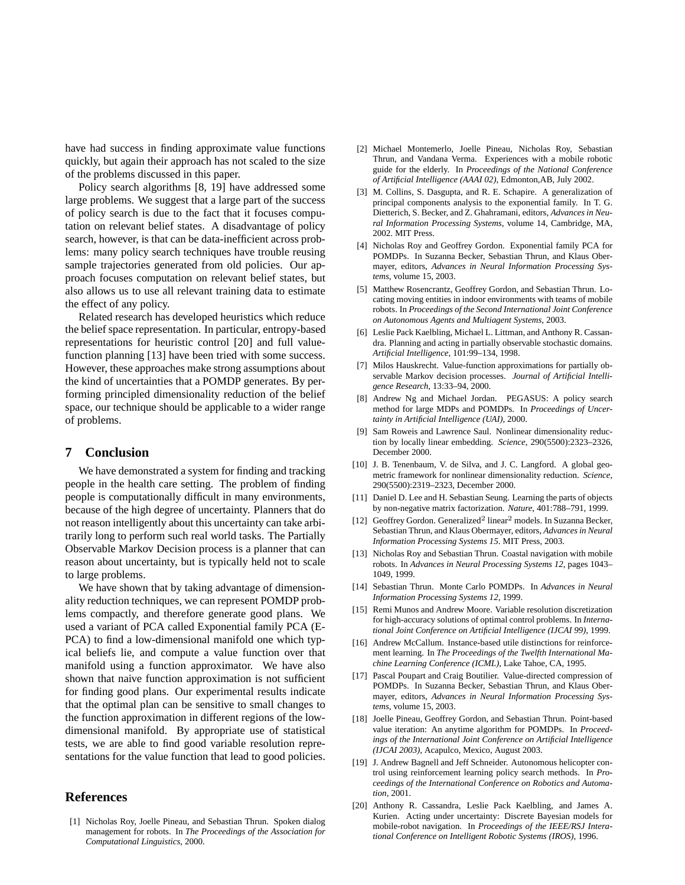have had success in finding approximate value functions quickly, but again their approach has not scaled to the size of the problems discussed in this paper.

Policy search algorithms [8, 19] have addressed some large problems. We suggest that a large part of the success of policy search is due to the fact that it focuses computation on relevant belief states. A disadvantage of policy search, however, is that can be data-inefficient across problems: many policy search techniques have trouble reusing sample trajectories generated from old policies. Our approach focuses computation on relevant belief states, but also allows us to use all relevant training data to estimate the effect of any policy.

Related research has developed heuristics which reduce the belief space representation. In particular, entropy-based representations for heuristic control [20] and full value-function planning [13] have been tried with some success. However, these approaches make strong assumptions about the kind of uncertainties that a POMDP generates. By performing principled dimensionality reduction of the belief space, our technique should be applicable to a wider range of problems.

## 7 Conclusion

We have demonstrated a system for finding and tracking people in the health care setting. The problem of finding people is computationally difficult in many environments, because of the high degree of uncertainty. Planners that do not reason intelligently about this uncertainty can take arbitrarily long to perform such real world tasks. The Partially Observable Markov Decision process is a planner that can reason about uncertainty, but is typically held not to scale to large problems.

We have shown that by taking advantage of dimensionality reduction techniques, we can represent POMDP problems compactly, and therefore generate good plans. We used a variant of PCA called Exponential family PCA (E-PCA) to find a low-dimensional manifold one which typical beliefs lie, and compute a value function over that manifold using a function approximator. We have also shown that naive function approximation is not sufficient for finding good plans. Our experimental results indicate that the optimal plan can be sensitive to small changes to the function approximation in different regions of the low-dimensional manifold. By appropriate use of statistical tests, we are able to find good variable resolution representations for the value function that lead to good policies.

## References

[1] Nicholas Roy, Joelle Pineau, and Sebastian Thrun. Spoken dialog management for robots. In *The Proceedings of the Association for Computational Linguistics*, 2000.

[2] Michael Montemerlo, Joelle Pineau, Nicholas Roy, Sebastian Thrun, and Vandana Verma. Experiences with a mobile robotic guide for the elderly. In *Proceedings of the National Conference of Artificial Intelligence (AAAI 02)*, Edmonton,AB, July 2002.

[3] M. Collins, S. Dasgupta, and R. E. Schapire. A generalization of principal components analysis to the exponential family. In T. G. Dietterich, S. Becker, and Z. Ghahramani, editors, *Advances in Neural Information Processing Systems*, volume 14, Cambridge, MA, 2002. MIT Press.

[4] Nicholas Roy and Geoffrey Gordon. Exponential family PCA for POMDPs. In Suzanna Becker, Sebastian Thrun, and Klaus Obermayer, editors, *Advances in Neural Information Processing Systems*, volume 15, 2003.

[5] Matthew Rosencrantz, Geoffrey Gordon, and Sebastian Thrun. Locating moving entities in indoor environments with teams of mobile robots. In *Proceedings of the Second International Joint Conference on Autonomous Agents and Multiagent Systems*, 2003.

[6] Leslie Pack Kaelbling, Michael L. Littman, and Anthony R. Cassandra. Planning and acting in partially observable stochastic domains. *Artificial Intelligence*, 101:99–134, 1998.

[7] Milos Hauskrecht. Value-function approximations for partially observable Markov decision processes. *Journal of Artificial Intelligence Research*, 13:33–94, 2000.

[8] Andrew Ng and Michael Jordan. PEGASUS: A policy search method for large MDPs and POMDPs. In *Proceedings of Uncertainty in Artificial Intelligence (UAI)*, 2000.

[9] Sam Roweis and Lawrence Saul. Nonlinear dimensionality reduction by locally linear embedding. *Science*, 290(5500):2323–2326, December 2000.

[10] J. B. Tenenbaum, V. de Silva, and J. C. Langford. A global geometric framework for nonlinear dimensionality reduction. *Science*, 290(5500):2319–2323, December 2000.

[11] Daniel D. Lee and H. Sebastian Seung. Learning the parts of objects by non-negative matrix factorization. *Nature*, 401:788–791, 1999.

[12] Geoffrey Gordon. Generalized$^2$ linear$^2$ models. In Suzanna Becker, Sebastian Thrun, and Klaus Obermayer, editors, *Advances in Neural Information Processing Systems 15*. MIT Press, 2003.

[13] Nicholas Roy and Sebastian Thrun. Coastal navigation with mobile robots. In *Advances in Neural Processing Systems 12*, pages 1043–1049, 1999.

[14] Sebastian Thrun. Monte Carlo POMDPs. In *Advances in Neural Information Processing Systems 12*, 1999.

[15] Remi Munos and Andrew Moore. Variable resolution discretization for high-accuracy solutions of optimal control problems. In *International Joint Conference on Artificial Intelligence (IJCAI 99)*, 1999.

[16] Andrew McCallum. Instance-based utile distinctions for reinforcement learning. In *The Proceedings of the Twelfth International Machine Learning Conference (ICML)*, Lake Tahoe, CA, 1995.

[17] Pascal Poupart and Craig Boutilier. Value-directed compression of POMDPs. In Suzanna Becker, Sebastian Thrun, and Klaus Obermayer, editors, *Advances in Neural Information Processing Systems*, volume 15, 2003.

[18] Joelle Pineau, Geoffrey Gordon, and Sebastian Thrun. Point-based value iteration: An anytime algorithm for POMDPs. In *Proceedings of the International Joint Conference on Artificial Intelligence (IJCAI 2003)*, Acapulco, Mexico, August 2003.

[19] J. Andrew Bagnell and Jeff Schneider. Autonomous helicopter control using reinforcement learning policy search methods. In *Proceedings of the International Conference on Robotics and Automation*, 2001.

[20] Anthony R. Cassandra, Leslie Pack Kaelbling, and James A. Kurien. Acting under uncertainty: Discrete Bayesian models for mobile-robot navigation. In *Proceedings of the IEEE/RSJ International Conference on Intelligent Robotic Systems (IROS)*, 1996.